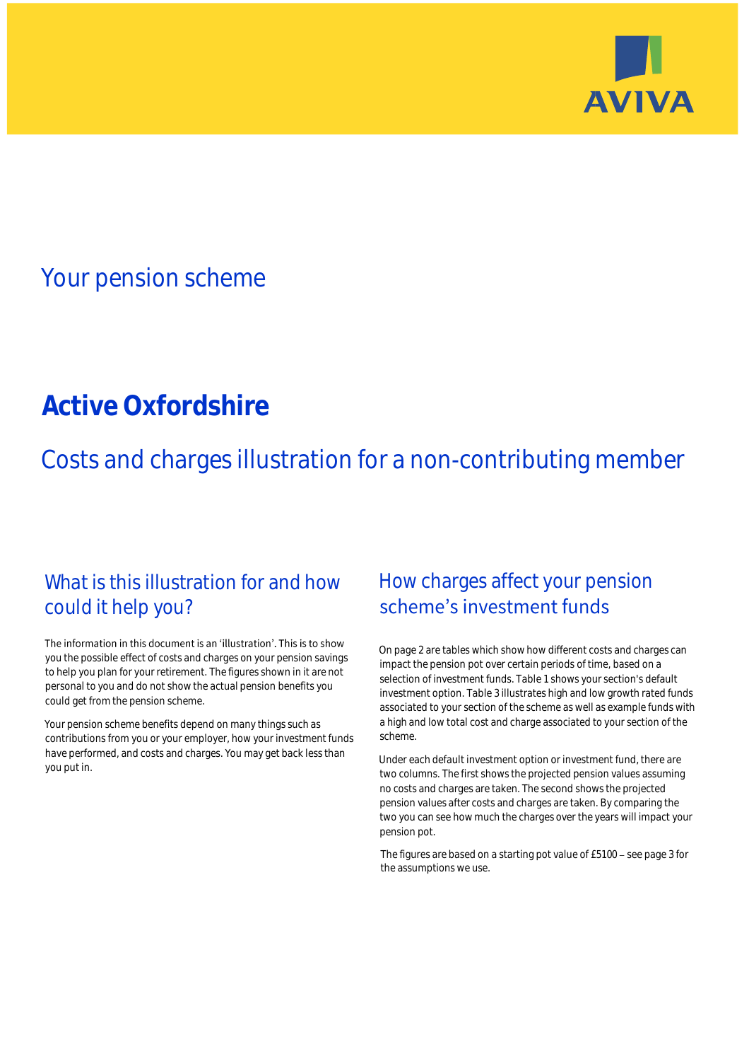AVIVA

## Your pension scheme

# Active Oxfordshire

## Costs and charges illustration for a non-contributing member

### What is this illustration for and how could it help you?

The information in this document is an 'illustration'. This is to show you the possible effect of costs and charges on your pension savings to help you plan for your retirement. The figures shown in it are not personal to you and do not show the actual pension benefits you could get from the pension scheme.

Your pension scheme benefits depend on many things such as contributions from you or your employer, how your investment funds have performed, and costs and charges. You may get back less than you put in.

### How charges affect your pension scheme's investment funds

On page 2 are tables which show how different costs and charges can impact the pension pot over certain periods of time, based on a selection of investment funds. Table 1 shows your section's default investment option. Table 3 illustrates high and low growth rated funds associated to your section of the scheme as well as example funds with a high and low total cost and charge associated to your section of the scheme.

Under each default investment option or investment fund, there are two columns. The first shows the projected pension values assuming no costs and charges are taken. The second shows the projected pension values after costs and charges are taken. By comparing the two you can see how much the charges over the years will impact your pension pot.

The figures are based on a starting pot value of £5100 – see page 3 for the assumptions we use.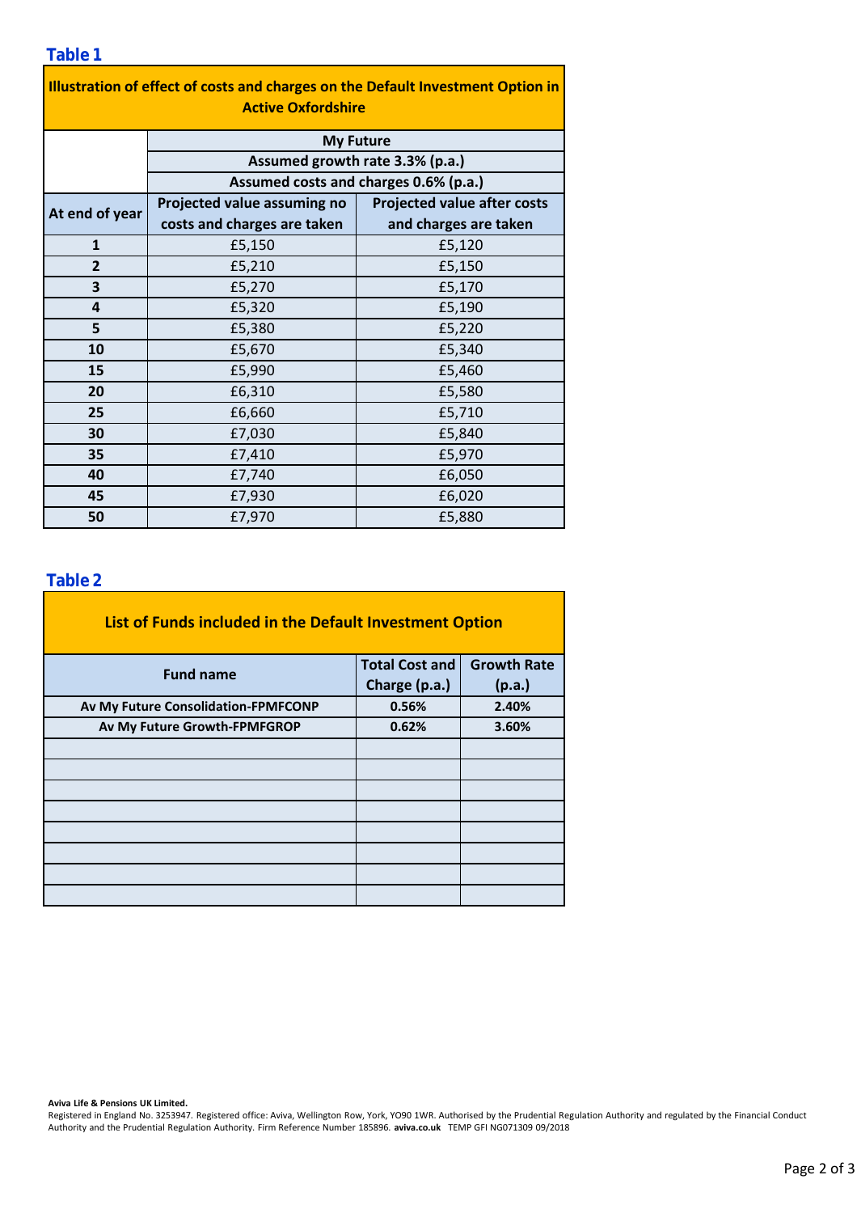## Table 1

| Illustration of effect of costs and charges on the Default Investment Option in Active Oxfordshire | | |
|---|---|---|
| | My Future | |
| | Assumed growth rate 3.3% (p.a.) | |
| | Assumed costs and charges 0.6% (p.a.) | |
| At end of year | Projected value assuming no costs and charges are taken | Projected value after costs and charges are taken |
| 1 | £5,150 | £5,120 |
| 2 | £5,210 | £5,150 |
| 3 | £5,270 | £5,170 |
| 4 | £5,320 | £5,190 |
| 5 | £5,380 | £5,220 |
| 10 | £5,670 | £5,340 |
| 15 | £5,990 | £5,460 |
| 20 | £6,310 | £5,580 |
| 25 | £6,660 | £5,710 |
| 30 | £7,030 | £5,840 |
| 35 | £7,410 | £5,970 |
| 40 | £7,740 | £6,050 |
| 45 | £7,930 | £6,020 |
| 50 | £7,970 | £5,880 |

## Table 2

| List of Funds included in the Default Investment Option | | |
|---|---|---|
| Fund name | Total Cost and Charge (p.a.) | Growth Rate (p.a.) |
| Av My Future Consolidation-FPMFCONP | 0.56% | 2.40% |
| Av My Future Growth-FPMFGROP | 0.62% | 3.60% |
| | | |
| | | |
| | | |
| | | |
| | | |
| | | |
| | | |
| | | |

**Aviva Life & Pensions UK Limited.**
Registered in England No. 3253947. Registered office: Aviva, Wellington Row, York, YO90 1WR. Authorised by the Prudential Regulation Authority and regulated by the Financial Conduct Authority and the Prudential Regulation Authority. Firm Reference Number 185896. **aviva.co.uk** TEMP GFI NG071309 09/2018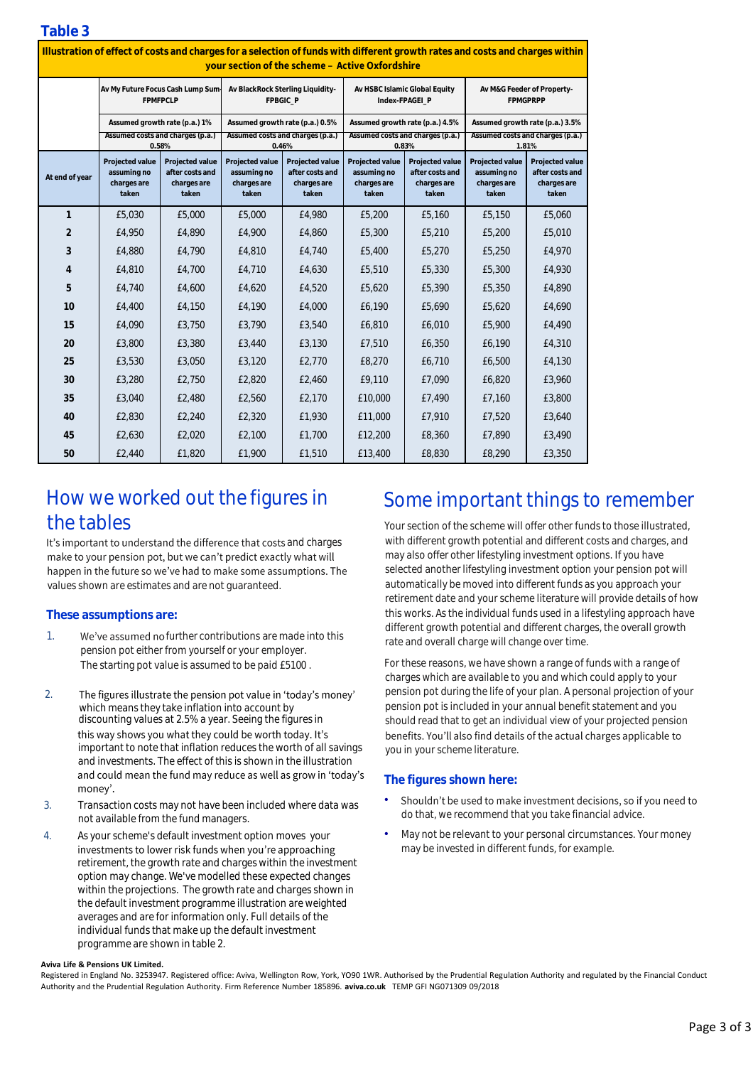## Table 3

| Illustration of effect of costs and charges for a selection of funds with different growth rates and costs and charges within your section of the scheme – Active Oxfordshire | | | | | | | | |
|---|---|---|---|---|---|---|---|---|
| | Av My Future Focus Cash Lump Sum-FPMFPCLP | | Av BlackRock Sterling Liquidity-FPBGIC_P | | Av HSBC Islamic Global Equity Index-FPAGEI_P | | Av M&G Feeder of Property-FPMGPRPP | |
| | Assumed growth rate (p.a.) 1% | | Assumed growth rate (p.a.) 0.5% | | Assumed growth rate (p.a.) 4.5% | | Assumed growth rate (p.a.) 3.5% | |
| | Assumed costs and charges (p.a.) 0.58% | | Assumed costs and charges (p.a.) 0.46% | | Assumed costs and charges (p.a.) 0.83% | | Assumed costs and charges (p.a.) 1.81% | |
| At end of year | Projected value assuming no charges are taken | Projected value after costs and charges are taken | Projected value assuming no charges are taken | Projected value after costs and charges are taken | Projected value assuming no charges are taken | Projected value after costs and charges are taken | Projected value assuming no charges are taken | Projected value after costs and charges are taken |
| 1 | £5,030 | £5,000 | £5,000 | £4,980 | £5,200 | £5,160 | £5,150 | £5,060 |
| 2 | £4,950 | £4,890 | £4,900 | £4,860 | £5,300 | £5,210 | £5,200 | £5,010 |
| 3 | £4,880 | £4,790 | £4,810 | £4,740 | £5,400 | £5,270 | £5,250 | £4,970 |
| 4 | £4,810 | £4,700 | £4,710 | £4,630 | £5,510 | £5,330 | £5,300 | £4,930 |
| 5 | £4,740 | £4,600 | £4,620 | £4,520 | £5,620 | £5,390 | £5,350 | £4,890 |
| 10 | £4,400 | £4,150 | £4,190 | £4,000 | £6,190 | £5,690 | £5,620 | £4,690 |
| 15 | £4,090 | £3,750 | £3,790 | £3,540 | £6,810 | £6,010 | £5,900 | £4,490 |
| 20 | £3,800 | £3,380 | £3,440 | £3,130 | £7,510 | £6,350 | £6,190 | £4,310 |
| 25 | £3,530 | £3,050 | £3,120 | £2,770 | £8,270 | £6,710 | £6,500 | £4,130 |
| 30 | £3,280 | £2,750 | £2,820 | £2,460 | £9,110 | £7,090 | £6,820 | £3,960 |
| 35 | £3,040 | £2,480 | £2,560 | £2,170 | £10,000 | £7,490 | £7,160 | £3,800 |
| 40 | £2,830 | £2,240 | £2,320 | £1,930 | £11,000 | £7,910 | £7,520 | £3,640 |
| 45 | £2,630 | £2,020 | £2,100 | £1,700 | £12,200 | £8,360 | £7,890 | £3,490 |
| 50 | £2,440 | £1,820 | £1,900 | £1,510 | £13,400 | £8,830 | £8,290 | £3,350 |

# How we worked out the figures in the tables

It's important to understand the difference that costs and charges make to your pension pot, but we can't predict exactly what will happen in the future so we've had to make some assumptions. The values shown are estimates and are not guaranteed.

### These assumptions are:

1. We've assumed no further contributions are made into this pension pot either from yourself or your employer. The starting pot value is assumed to be paid £5100 .
2. The figures illustrate the pension pot value in 'today's money' which means they take inflation into account by discounting values at 2.5% a year. Seeing the figures in this way shows you what they could be worth today. It's important to note that inflation reduces the worth of all savings and investments. The effect of this is shown in the illustration and could mean the fund may reduce as well as grow in 'today's money'.
3. Transaction costs may not have been included where data was not available from the fund managers.
4. As your scheme's default investment option moves your investments to lower risk funds when you're approaching retirement, the growth rate and charges within the investment option may change. We've modelled these expected changes within the projections. The growth rate and charges shown in the default investment programme illustration are weighted averages and are for information only. Full details of the individual funds that make up the default investment programme are shown in table 2.

# Some important things to remember

Your section of the scheme will offer other funds to those illustrated, with different growth potential and different costs and charges, and may also offer other lifestyling investment options. If you have selected another lifestyling investment option your pension pot will automatically be moved into different funds as you approach your retirement date and your scheme literature will provide details of how this works. As the individual funds used in a lifestyling approach have different growth potential and different charges, the overall growth rate and overall charge will change over time.

For these reasons, we have shown a range of funds with a range of charges which are available to you and which could apply to your pension pot during the life of your plan. A personal projection of your pension pot is included in your annual benefit statement and you should read that to get an individual view of your projected pension benefits. You'll also find details of the actual charges applicable to you in your scheme literature.

### The figures shown here:

- Shouldn't be used to make investment decisions, so if you need to do that, we recommend that you take financial advice.
- May not be relevant to your personal circumstances. Your money may be invested in different funds, for example.

**Aviva Life & Pensions UK Limited.**
Registered in England No. 3253947. Registered office: Aviva, Wellington Row, York, YO90 1WR. Authorised by the Prudential Regulation Authority and regulated by the Financial Conduct Authority and the Prudential Regulation Authority. Firm Reference Number 185896. **aviva.co.uk** TEMP GFI NG071309 09/2018